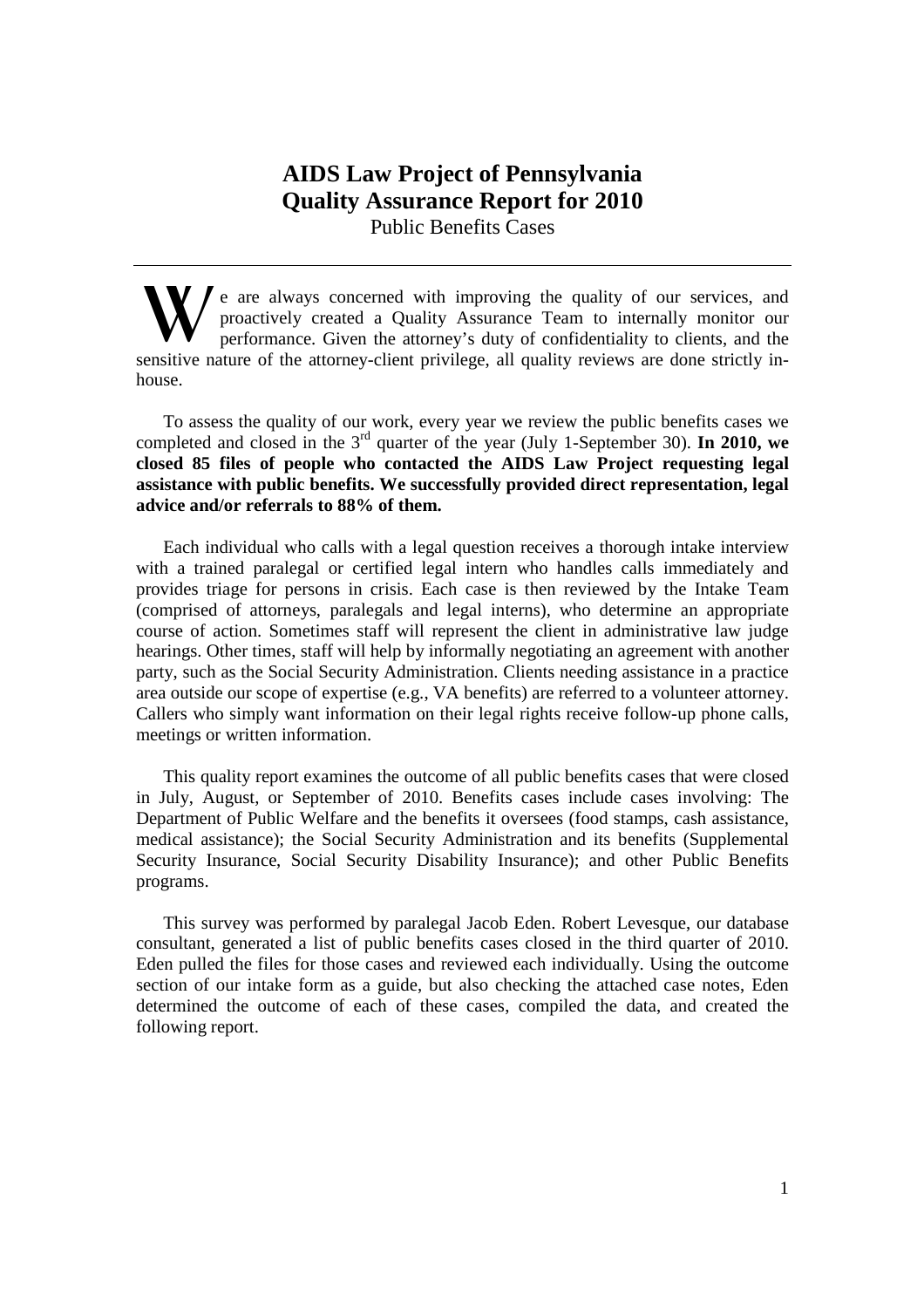# AIDS Law Project of Pennsylvania
# Quality Assurance Report for 2010

Public Benefits Cases

---

We are always concerned with improving the quality of our services, and proactively created a Quality Assurance Team to internally monitor our performance. Given the attorney's duty of confidentiality to clients, and the sensitive nature of the attorney-client privilege, all quality reviews are done strictly in-house.

To assess the quality of our work, every year we review the public benefits cases we completed and closed in the 3rd quarter of the year (July 1-September 30). **In 2010, we closed 85 files of people who contacted the AIDS Law Project requesting legal assistance with public benefits. We successfully provided direct representation, legal advice and/or referrals to 88% of them.**

Each individual who calls with a legal question receives a thorough intake interview with a trained paralegal or certified legal intern who handles calls immediately and provides triage for persons in crisis. Each case is then reviewed by the Intake Team (comprised of attorneys, paralegals and legal interns), who determine an appropriate course of action. Sometimes staff will represent the client in administrative law judge hearings. Other times, staff will help by informally negotiating an agreement with another party, such as the Social Security Administration. Clients needing assistance in a practice area outside our scope of expertise (e.g., VA benefits) are referred to a volunteer attorney. Callers who simply want information on their legal rights receive follow-up phone calls, meetings or written information.

This quality report examines the outcome of all public benefits cases that were closed in July, August, or September of 2010. Benefits cases include cases involving: The Department of Public Welfare and the benefits it oversees (food stamps, cash assistance, medical assistance); the Social Security Administration and its benefits (Supplemental Security Insurance, Social Security Disability Insurance); and other Public Benefits programs.

This survey was performed by paralegal Jacob Eden. Robert Levesque, our database consultant, generated a list of public benefits cases closed in the third quarter of 2010. Eden pulled the files for those cases and reviewed each individually. Using the outcome section of our intake form as a guide, but also checking the attached case notes, Eden determined the outcome of each of these cases, compiled the data, and created the following report.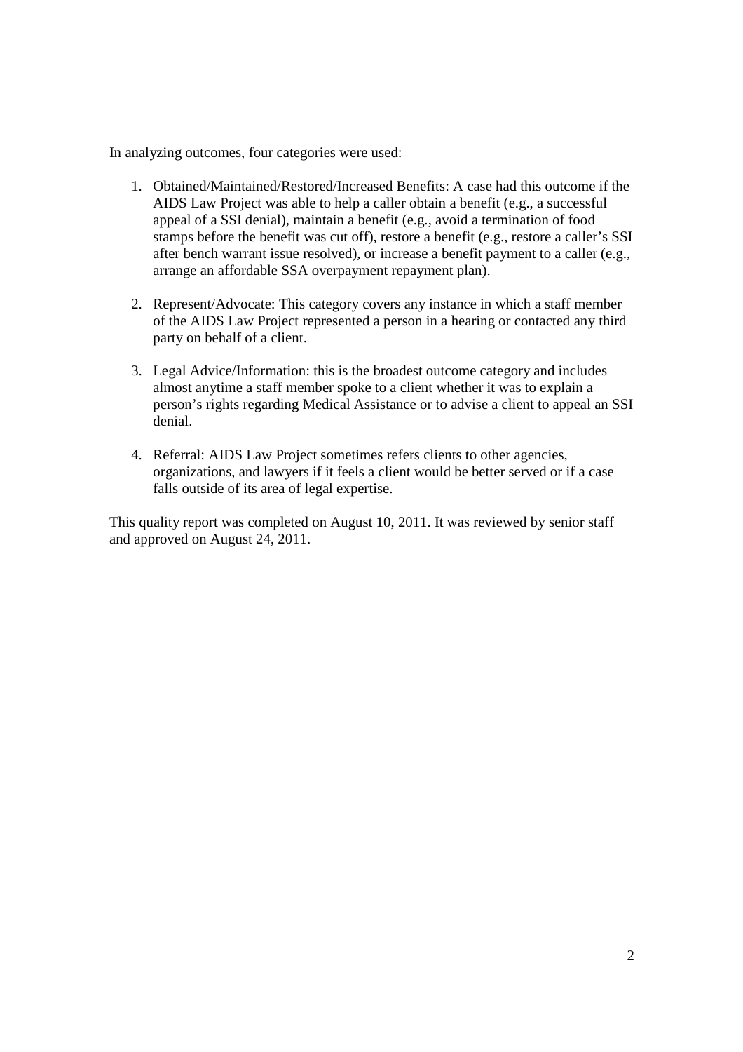In analyzing outcomes, four categories were used:

1. Obtained/Maintained/Restored/Increased Benefits: A case had this outcome if the AIDS Law Project was able to help a caller obtain a benefit (e.g., a successful appeal of a SSI denial), maintain a benefit (e.g., avoid a termination of food stamps before the benefit was cut off), restore a benefit (e.g., restore a caller's SSI after bench warrant issue resolved), or increase a benefit payment to a caller (e.g., arrange an affordable SSA overpayment repayment plan).

2. Represent/Advocate: This category covers any instance in which a staff member of the AIDS Law Project represented a person in a hearing or contacted any third party on behalf of a client.

3. Legal Advice/Information: this is the broadest outcome category and includes almost anytime a staff member spoke to a client whether it was to explain a person's rights regarding Medical Assistance or to advise a client to appeal an SSI denial.

4. Referral: AIDS Law Project sometimes refers clients to other agencies, organizations, and lawyers if it feels a client would be better served or if a case falls outside of its area of legal expertise.

This quality report was completed on August 10, 2011. It was reviewed by senior staff and approved on August 24, 2011.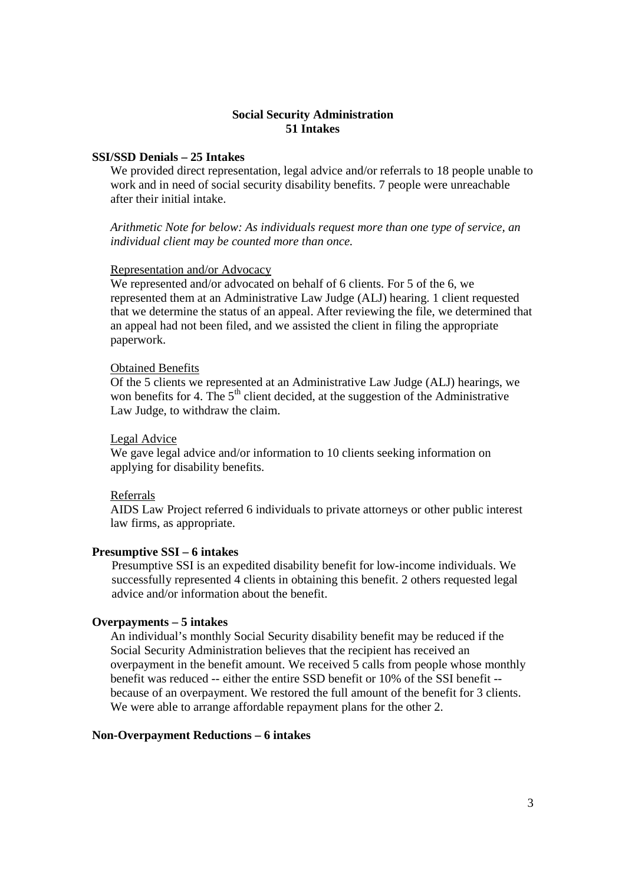## Social Security Administration
## 51 Intakes

### SSI/SSD Denials – 25 Intakes

We provided direct representation, legal advice and/or referrals to 18 people unable to work and in need of social security disability benefits. 7 people were unreachable after their initial intake.

*Arithmetic Note for below: As individuals request more than one type of service, an individual client may be counted more than once.*

#### Representation and/or Advocacy

We represented and/or advocated on behalf of 6 clients. For 5 of the 6, we represented them at an Administrative Law Judge (ALJ) hearing. 1 client requested that we determine the status of an appeal. After reviewing the file, we determined that an appeal had not been filed, and we assisted the client in filing the appropriate paperwork.

#### Obtained Benefits

Of the 5 clients we represented at an Administrative Law Judge (ALJ) hearings, we won benefits for 4. The 5th client decided, at the suggestion of the Administrative Law Judge, to withdraw the claim.

#### Legal Advice

We gave legal advice and/or information to 10 clients seeking information on applying for disability benefits.

#### Referrals

AIDS Law Project referred 6 individuals to private attorneys or other public interest law firms, as appropriate.

### Presumptive SSI – 6 intakes

Presumptive SSI is an expedited disability benefit for low-income individuals. We successfully represented 4 clients in obtaining this benefit. 2 others requested legal advice and/or information about the benefit.

### Overpayments – 5 intakes

An individual's monthly Social Security disability benefit may be reduced if the Social Security Administration believes that the recipient has received an overpayment in the benefit amount. We received 5 calls from people whose monthly benefit was reduced -- either the entire SSD benefit or 10% of the SSI benefit -- because of an overpayment. We restored the full amount of the benefit for 3 clients. We were able to arrange affordable repayment plans for the other 2.

### Non-Overpayment Reductions – 6 intakes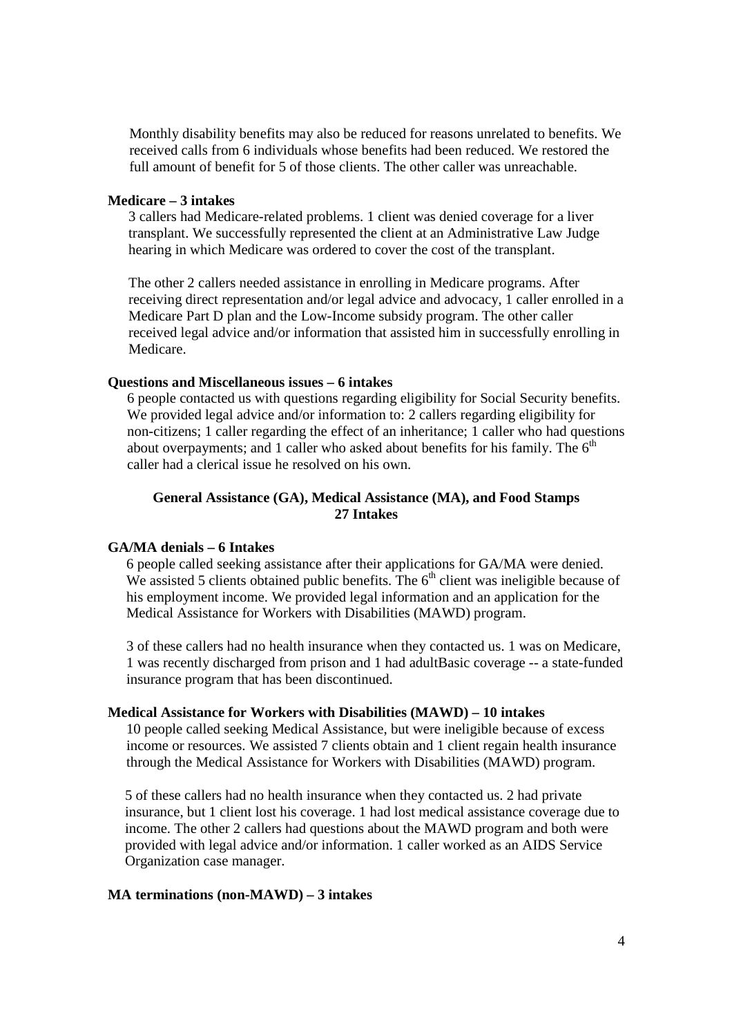Monthly disability benefits may also be reduced for reasons unrelated to benefits. We received calls from 6 individuals whose benefits had been reduced. We restored the full amount of benefit for 5 of those clients. The other caller was unreachable.

**Medicare – 3 intakes**

3 callers had Medicare-related problems. 1 client was denied coverage for a liver transplant. We successfully represented the client at an Administrative Law Judge hearing in which Medicare was ordered to cover the cost of the transplant.

The other 2 callers needed assistance in enrolling in Medicare programs. After receiving direct representation and/or legal advice and advocacy, 1 caller enrolled in a Medicare Part D plan and the Low-Income subsidy program. The other caller received legal advice and/or information that assisted him in successfully enrolling in Medicare.

**Questions and Miscellaneous issues – 6 intakes**

6 people contacted us with questions regarding eligibility for Social Security benefits. We provided legal advice and/or information to: 2 callers regarding eligibility for non-citizens; 1 caller regarding the effect of an inheritance; 1 caller who had questions about overpayments; and 1 caller who asked about benefits for his family. The 6th caller had a clerical issue he resolved on his own.

## General Assistance (GA), Medical Assistance (MA), and Food Stamps 27 Intakes

**GA/MA denials – 6 Intakes**

6 people called seeking assistance after their applications for GA/MA were denied. We assisted 5 clients obtained public benefits. The 6th client was ineligible because of his employment income. We provided legal information and an application for the Medical Assistance for Workers with Disabilities (MAWD) program.

3 of these callers had no health insurance when they contacted us. 1 was on Medicare, 1 was recently discharged from prison and 1 had adultBasic coverage -- a state-funded insurance program that has been discontinued.

**Medical Assistance for Workers with Disabilities (MAWD) – 10 intakes**

10 people called seeking Medical Assistance, but were ineligible because of excess income or resources. We assisted 7 clients obtain and 1 client regain health insurance through the Medical Assistance for Workers with Disabilities (MAWD) program.

5 of these callers had no health insurance when they contacted us. 2 had private insurance, but 1 client lost his coverage. 1 had lost medical assistance coverage due to income. The other 2 callers had questions about the MAWD program and both were provided with legal advice and/or information. 1 caller worked as an AIDS Service Organization case manager.

**MA terminations (non-MAWD) – 3 intakes**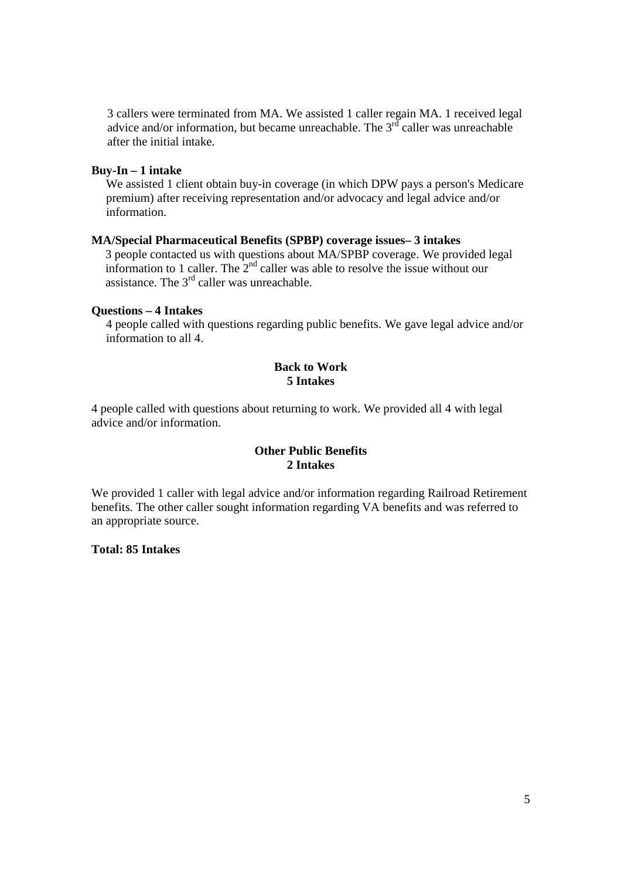3 callers were terminated from MA. We assisted 1 caller regain MA. 1 received legal advice and/or information, but became unreachable. The 3rd caller was unreachable after the initial intake.

**Buy-In – 1 intake**

We assisted 1 client obtain buy-in coverage (in which DPW pays a person's Medicare premium) after receiving representation and/or advocacy and legal advice and/or information.

**MA/Special Pharmaceutical Benefits (SPBP) coverage issues– 3 intakes**

3 people contacted us with questions about MA/SPBP coverage. We provided legal information to 1 caller. The 2nd caller was able to resolve the issue without our assistance. The 3rd caller was unreachable.

**Questions – 4 Intakes**

4 people called with questions regarding public benefits. We gave legal advice and/or information to all 4.

## Back to Work
**5 Intakes**

4 people called with questions about returning to work. We provided all 4 with legal advice and/or information.

## Other Public Benefits
**2 Intakes**

We provided 1 caller with legal advice and/or information regarding Railroad Retirement benefits. The other caller sought information regarding VA benefits and was referred to an appropriate source.

**Total: 85 Intakes**